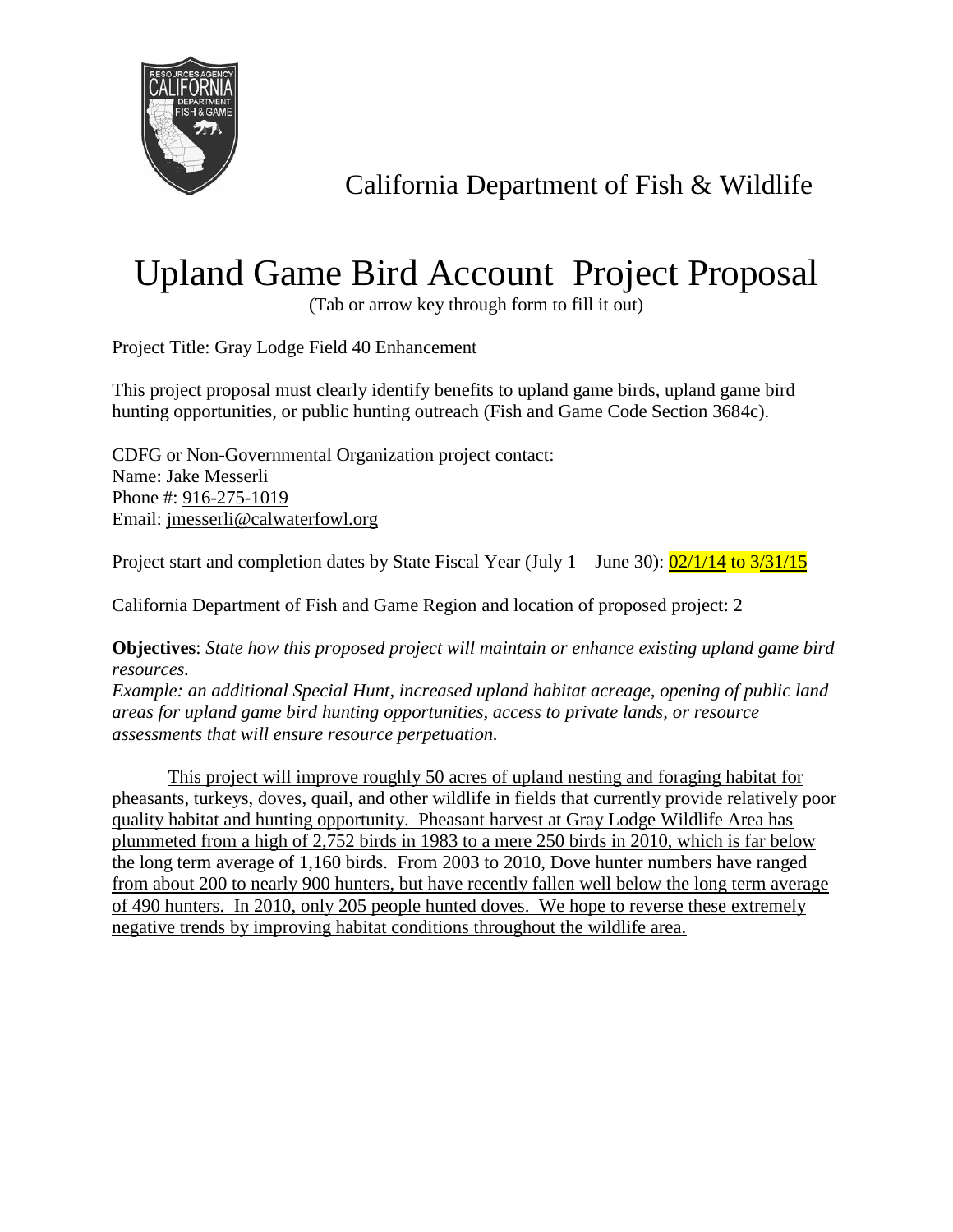California Department of Fish & Wildlife

# Upland Game Bird Account Project Proposal

(Tab or arrow key through form to fill it out)

Project Title: Gray Lodge Field 40 Enhancement

This project proposal must clearly identify benefits to upland game birds, upland game bird hunting opportunities, or public hunting outreach (Fish and Game Code Section 3684c).

CDFG or Non-Governmental Organization project contact:
Name: Jake Messerli
Phone #: 916-275-1019
Email: jmesserli@calwaterfowl.org

Project start and completion dates by State Fiscal Year (July 1 – June 30): 02/1/14 to 3/31/15

California Department of Fish and Game Region and location of proposed project: 2

**Objectives**: *State how this proposed project will maintain or enhance existing upland game bird resources.*
*Example: an additional Special Hunt, increased upland habitat acreage, opening of public land areas for upland game bird hunting opportunities, access to private lands, or resource assessments that will ensure resource perpetuation.*

This project will improve roughly 50 acres of upland nesting and foraging habitat for pheasants, turkeys, doves, quail, and other wildlife in fields that currently provide relatively poor quality habitat and hunting opportunity. Pheasant harvest at Gray Lodge Wildlife Area has plummeted from a high of 2,752 birds in 1983 to a mere 250 birds in 2010, which is far below the long term average of 1,160 birds. From 2003 to 2010, Dove hunter numbers have ranged from about 200 to nearly 900 hunters, but have recently fallen well below the long term average of 490 hunters. In 2010, only 205 people hunted doves. We hope to reverse these extremely negative trends by improving habitat conditions throughout the wildlife area.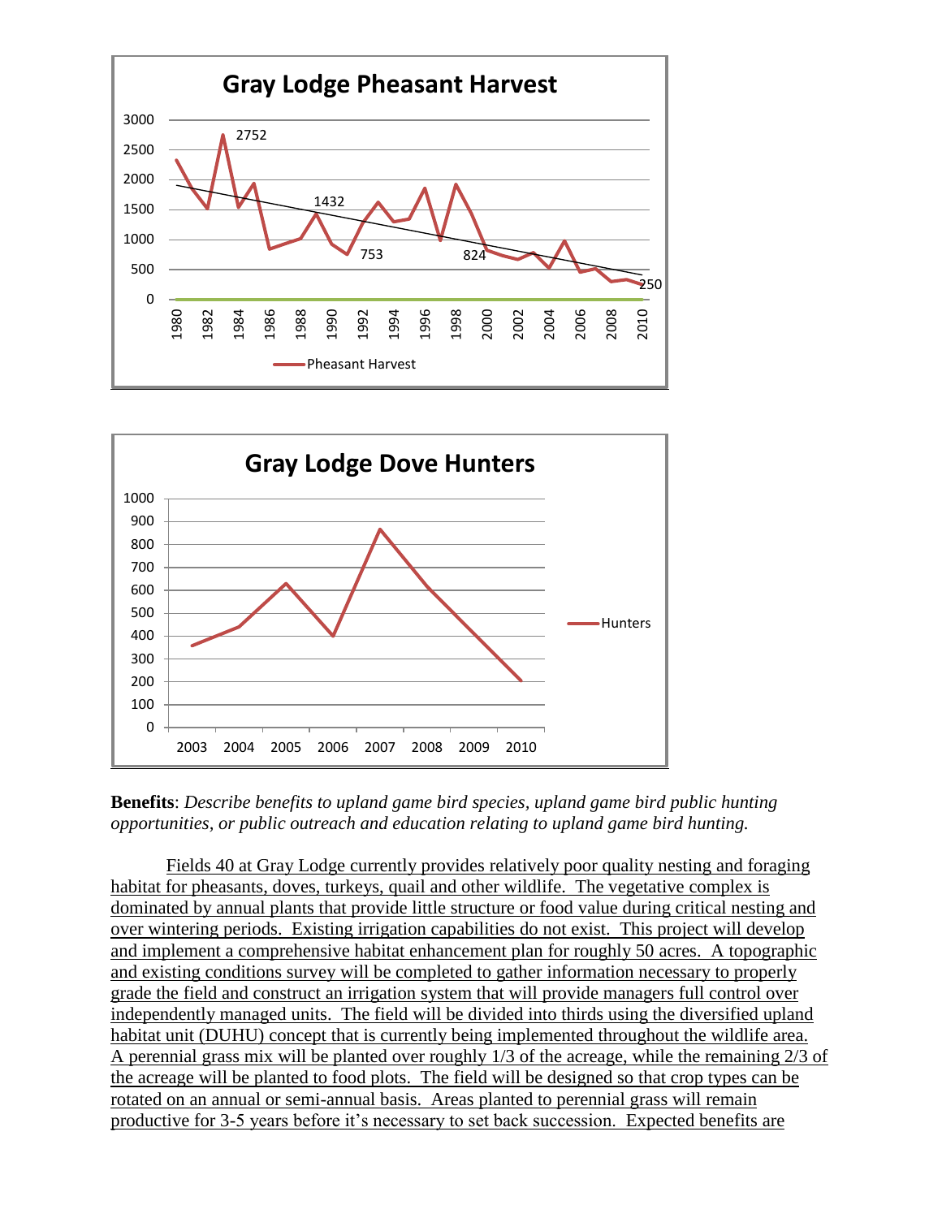**Gray Lodge Pheasant Harvest**

**Gray Lodge Dove Hunters**

**Benefits**: *Describe benefits to upland game bird species, upland game bird public hunting opportunities, or public outreach and education relating to upland game bird hunting.*

Fields 40 at Gray Lodge currently provides relatively poor quality nesting and foraging habitat for pheasants, doves, turkeys, quail and other wildlife. The vegetative complex is dominated by annual plants that provide little structure or food value during critical nesting and over wintering periods. Existing irrigation capabilities do not exist. This project will develop and implement a comprehensive habitat enhancement plan for roughly 50 acres. A topographic and existing conditions survey will be completed to gather information necessary to properly grade the field and construct an irrigation system that will provide managers full control over independently managed units. The field will be divided into thirds using the diversified upland habitat unit (DUHU) concept that is currently being implemented throughout the wildlife area. A perennial grass mix will be planted over roughly 1/3 of the acreage, while the remaining 2/3 of the acreage will be planted to food plots. The field will be designed so that crop types can be rotated on an annual or semi-annual basis. Areas planted to perennial grass will remain productive for 3-5 years before it's necessary to set back succession. Expected benefits are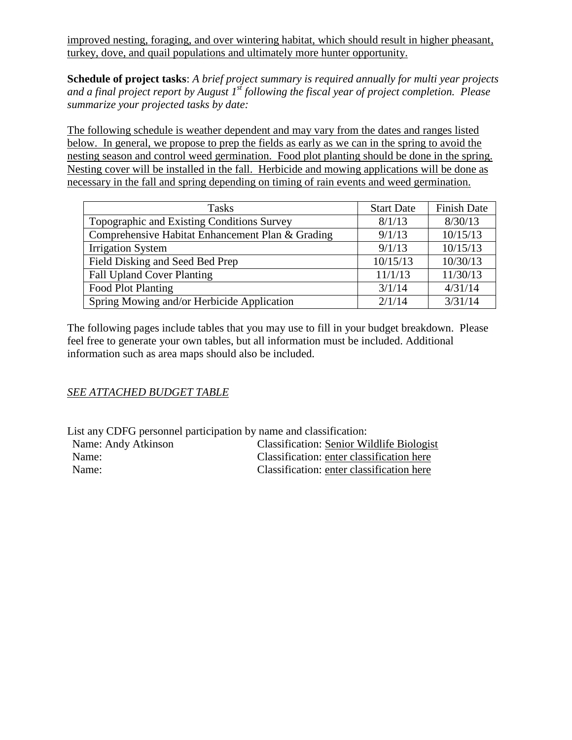improved nesting, foraging, and over wintering habitat, which should result in higher pheasant, turkey, dove, and quail populations and ultimately more hunter opportunity.

**Schedule of project tasks**: *A brief project summary is required annually for multi year projects and a final project report by August 1st following the fiscal year of project completion. Please summarize your projected tasks by date:*

The following schedule is weather dependent and may vary from the dates and ranges listed below. In general, we propose to prep the fields as early as we can in the spring to avoid the nesting season and control weed germination. Food plot planting should be done in the spring. Nesting cover will be installed in the fall. Herbicide and mowing applications will be done as necessary in the fall and spring depending on timing of rain events and weed germination.

| Tasks | Start Date | Finish Date |
|---|---|---|
| Topographic and Existing Conditions Survey | 8/1/13 | 8/30/13 |
| Comprehensive Habitat Enhancement Plan & Grading | 9/1/13 | 10/15/13 |
| Irrigation System | 9/1/13 | 10/15/13 |
| Field Disking and Seed Bed Prep | 10/15/13 | 10/30/13 |
| Fall Upland Cover Planting | 11/1/13 | 11/30/13 |
| Food Plot Planting | 3/1/14 | 4/31/14 |
| Spring Mowing and/or Herbicide Application | 2/1/14 | 3/31/14 |

The following pages include tables that you may use to fill in your budget breakdown. Please feel free to generate your own tables, but all information must be included. Additional information such as area maps should also be included.

*SEE ATTACHED BUDGET TABLE*

List any CDFG personnel participation by name and classification:

Name: Andy Atkinson — Classification: Senior Wildlife Biologist
Name: — Classification: enter classification here
Name: — Classification: enter classification here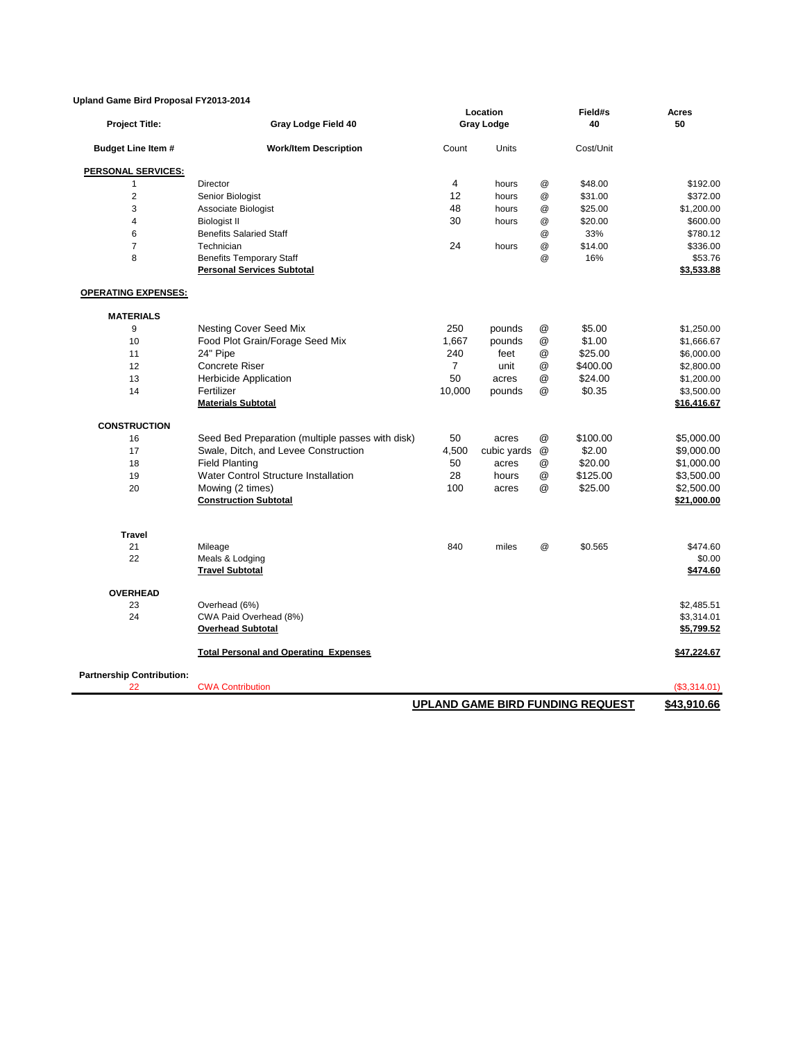**Upland Game Bird Proposal FY2013-2014**

| Project Title: | Gray Lodge Field 40 | Location Gray Lodge | | | Field#s 40 | Acres 50 |
|---|---|---|---|---|---|---|
| **Budget Line Item #** | **Work/Item Description** | Count | Units | | Cost/Unit | |
| **PERSONAL SERVICES:** | | | | | | |
| 1 | Director | 4 | hours | @ | $48.00 | $192.00 |
| 2 | Senior Biologist | 12 | hours | @ | $31.00 | $372.00 |
| 3 | Associate Biologist | 48 | hours | @ | $25.00 | $1,200.00 |
| 4 | Biologist II | 30 | hours | @ | $20.00 | $600.00 |
| 6 | Benefits Salaried Staff | | | @ | 33% | $780.12 |
| 7 | Technician | 24 | hours | @ | $14.00 | $336.00 |
| 8 | Benefits Temporary Staff | | | @ | 16% | $53.76 |
| | **Personal Services Subtotal** | | | | | **$3,533.88** |
| **OPERATING EXPENSES:** | | | | | | |
| **MATERIALS** | | | | | | |
| 9 | Nesting Cover Seed Mix | 250 | pounds | @ | $5.00 | $1,250.00 |
| 10 | Food Plot Grain/Forage Seed Mix | 1,667 | pounds | @ | $1.00 | $1,666.67 |
| 11 | 24" Pipe | 240 | feet | @ | $25.00 | $6,000.00 |
| 12 | Concrete Riser | 7 | unit | @ | $400.00 | $2,800.00 |
| 13 | Herbicide Application | 50 | acres | @ | $24.00 | $1,200.00 |
| 14 | Fertilizer | 10,000 | pounds | @ | $0.35 | $3,500.00 |
| | **Materials Subtotal** | | | | | **$16,416.67** |
| **CONSTRUCTION** | | | | | | |
| 16 | Seed Bed Preparation (multiple passes with disk) | 50 | acres | @ | $100.00 | $5,000.00 |
| 17 | Swale, Ditch, and Levee Construction | 4,500 | cubic yards | @ | $2.00 | $9,000.00 |
| 18 | Field Planting | 50 | acres | @ | $20.00 | $1,000.00 |
| 19 | Water Control Structure Installation | 28 | hours | @ | $125.00 | $3,500.00 |
| 20 | Mowing (2 times) | 100 | acres | @ | $25.00 | $2,500.00 |
| | **Construction Subtotal** | | | | | **$21,000.00** |
| **Travel** | | | | | | |
| 21 | Mileage | 840 | miles | @ | $0.565 | $474.60 |
| 22 | Meals & Lodging | | | | | $0.00 |
| | **Travel Subtotal** | | | | | **$474.60** |
| **OVERHEAD** | | | | | | |
| 23 | Overhead (6%) | | | | | $2,485.51 |
| 24 | CWA Paid Overhead (8%) | | | | | $3,314.01 |
| | **Overhead Subtotal** | | | | | **$5,799.52** |
| | **Total Personal and Operating Expenses** | | | | | **$47,224.67** |
| **Partnership Contribution:** | | | | | | |
| 22 | CWA Contribution | | | | | ($3,314.01) |
| | | **UPLAND GAME BIRD FUNDING REQUEST** | | | | **$43,910.66** |